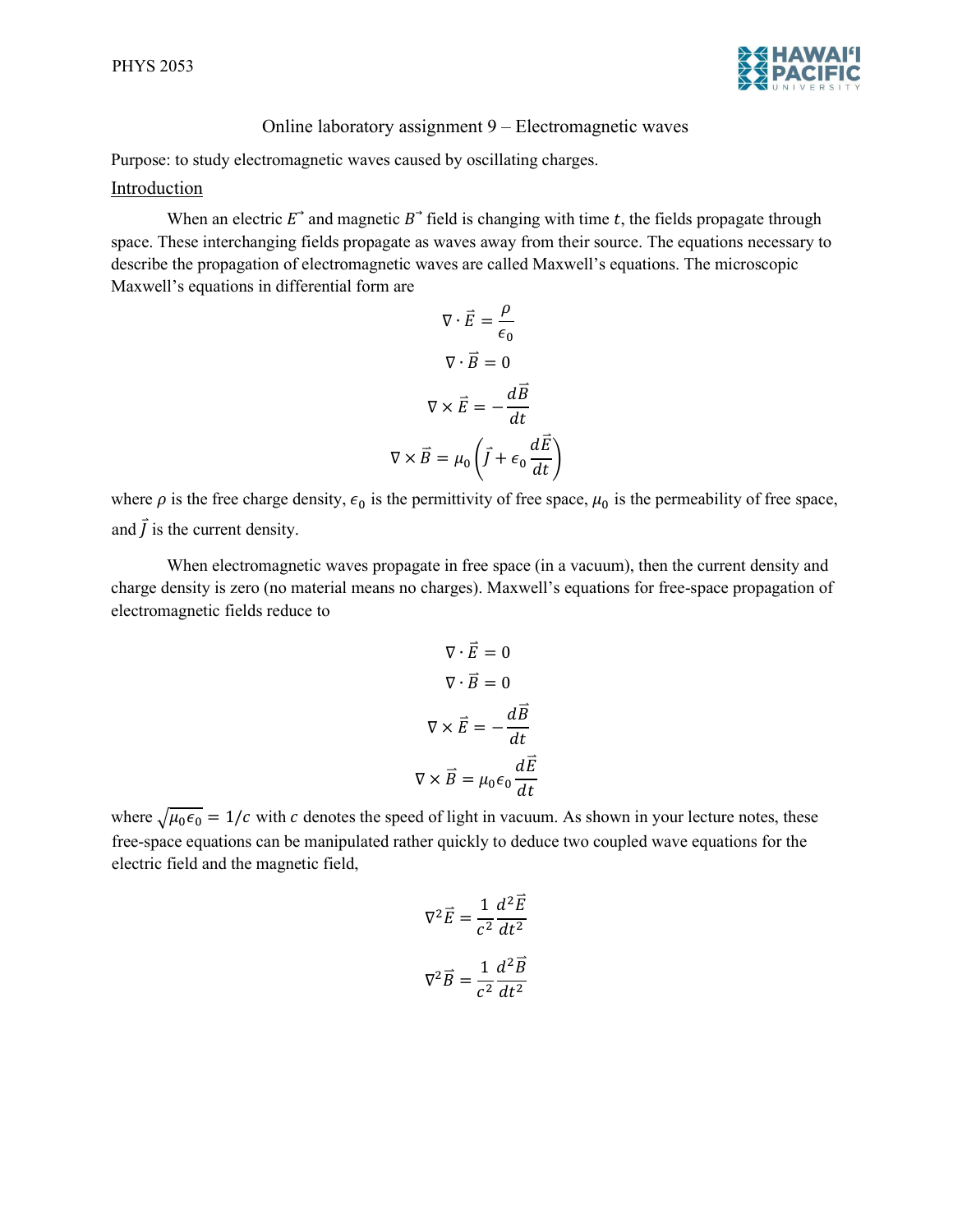PHYS 2053

Online laboratory assignment 9 – Electromagnetic waves

Purpose: to study electromagnetic waves caused by oscillating charges.

## Introduction

When an electric $\vec{E}$ and magnetic $\vec{B}$ field is changing with time $t$, the fields propagate through space. These interchanging fields propagate as waves away from their source. The equations necessary to describe the propagation of electromagnetic waves are called Maxwell's equations. The microscopic Maxwell's equations in differential form are

$$\nabla \cdot \vec{E} = \frac{\rho}{\epsilon_0}$$

$$\nabla \cdot \vec{B} = 0$$

$$\nabla \times \vec{E} = -\frac{d\vec{B}}{dt}$$

$$\nabla \times \vec{B} = \mu_0 \left( \vec{J} + \epsilon_0 \frac{d\vec{E}}{dt} \right)$$

where $\rho$ is the free charge density, $\epsilon_0$ is the permittivity of free space, $\mu_0$ is the permeability of free space, and $\vec{J}$ is the current density.

When electromagnetic waves propagate in free space (in a vacuum), then the current density and charge density is zero (no material means no charges). Maxwell's equations for free-space propagation of electromagnetic fields reduce to

$$\nabla \cdot \vec{E} = 0$$

$$\nabla \cdot \vec{B} = 0$$

$$\nabla \times \vec{E} = -\frac{d\vec{B}}{dt}$$

$$\nabla \times \vec{B} = \mu_0 \epsilon_0 \frac{d\vec{E}}{dt}$$

where $\sqrt{\mu_0 \epsilon_0} = 1/c$ with $c$ denotes the speed of light in vacuum. As shown in your lecture notes, these free-space equations can be manipulated rather quickly to deduce two coupled wave equations for the electric field and the magnetic field,

$$\nabla^2 \vec{E} = \frac{1}{c^2} \frac{d^2 \vec{E}}{dt^2}$$

$$\nabla^2 \vec{B} = \frac{1}{c^2} \frac{d^2 \vec{B}}{dt^2}$$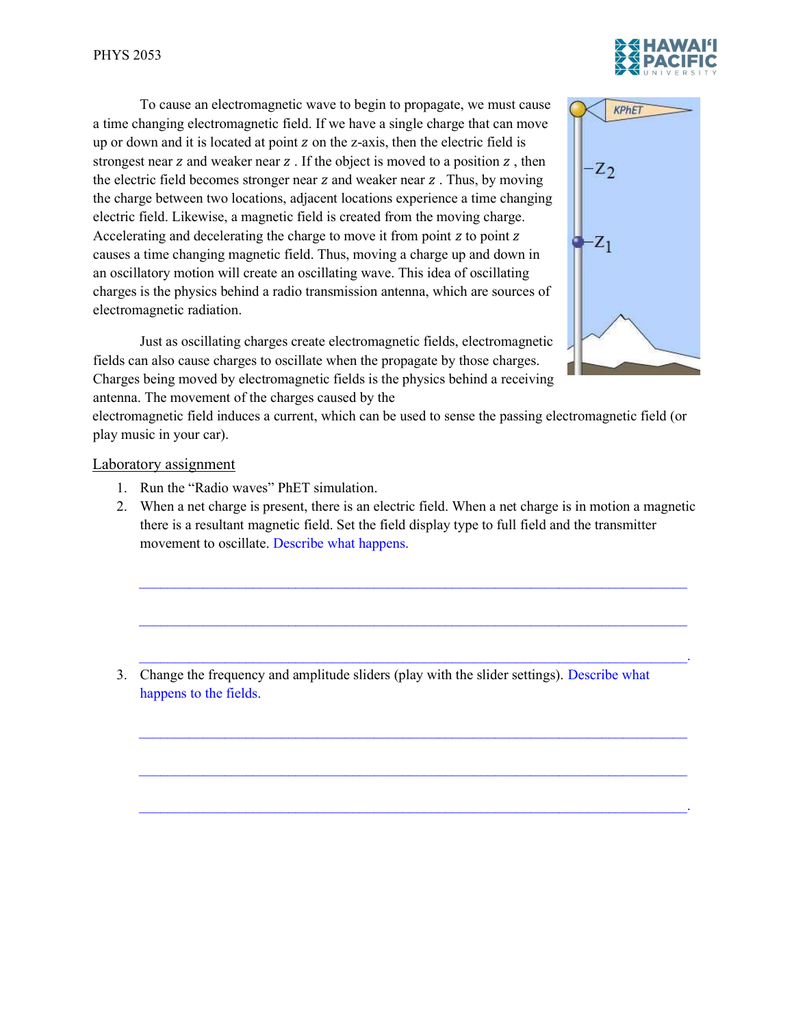To cause an electromagnetic wave to begin to propagate, we must cause a time changing electromagnetic field. If we have a single charge that can move up or down and it is located at point $z$ on the z-axis, then the electric field is strongest near $z$ and weaker near $z$ . If the object is moved to a position $z$ , then the electric field becomes stronger near $z$ and weaker near $z$ . Thus, by moving the charge between two locations, adjacent locations experience a time changing electric field. Likewise, a magnetic field is created from the moving charge. Accelerating and decelerating the charge to move it from point $z$ to point $z$ causes a time changing magnetic field. Thus, moving a charge up and down in an oscillatory motion will create an oscillating wave. This idea of oscillating charges is the physics behind a radio transmission antenna, which are sources of electromagnetic radiation.

Just as oscillating charges create electromagnetic fields, electromagnetic fields can also cause charges to oscillate when the propagate by those charges. Charges being moved by electromagnetic fields is the physics behind a receiving antenna. The movement of the charges caused by the electromagnetic field induces a current, which can be used to sense the passing electromagnetic field (or play music in your car).

Laboratory assignment

1. Run the "Radio waves" PhET simulation.
2. When a net charge is present, there is an electric field. When a net charge is in motion a magnetic there is a resultant magnetic field. Set the field display type to full field and the transmitter movement to oscillate. Describe what happens.

   ________________________________________________________________________

   ________________________________________________________________________

   ________________________________________________________________________.

3. Change the frequency and amplitude sliders (play with the slider settings). Describe what happens to the fields.

   ________________________________________________________________________

   ________________________________________________________________________

   ________________________________________________________________________.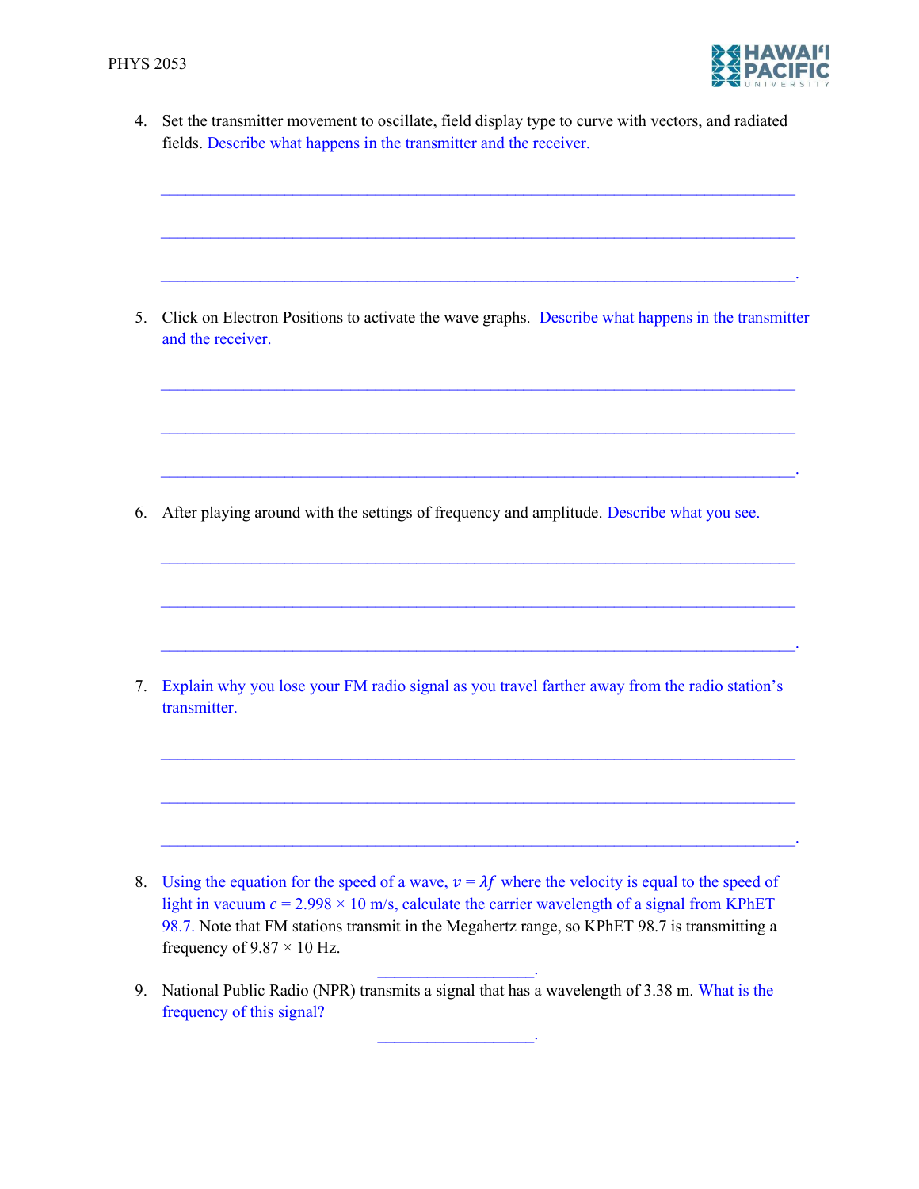4. Set the transmitter movement to oscillate, field display type to curve with vectors, and radiated fields. Describe what happens in the transmitter and the receiver.

_______________________________________________________________________________

_______________________________________________________________________________

_______________________________________________________________________________.

5. Click on Electron Positions to activate the wave graphs. Describe what happens in the transmitter and the receiver.

_______________________________________________________________________________

_______________________________________________________________________________

_______________________________________________________________________________.

6. After playing around with the settings of frequency and amplitude. Describe what you see.

_______________________________________________________________________________

_______________________________________________________________________________

_______________________________________________________________________________.

7. Explain why you lose your FM radio signal as you travel farther away from the radio station's transmitter.

_______________________________________________________________________________

_______________________________________________________________________________

_______________________________________________________________________________.

8. Using the equation for the speed of a wave, $v = \lambda f$ where the velocity is equal to the speed of light in vacuum $c = 2.998 \times 10$ m/s, calculate the carrier wavelength of a signal from KPhET 98.7. Note that FM stations transmit in the Megahertz range, so KPhET 98.7 is transmitting a frequency of $9.87 \times 10$ Hz.

____________________.

9. National Public Radio (NPR) transmits a signal that has a wavelength of 3.38 m. What is the frequency of this signal?

____________________.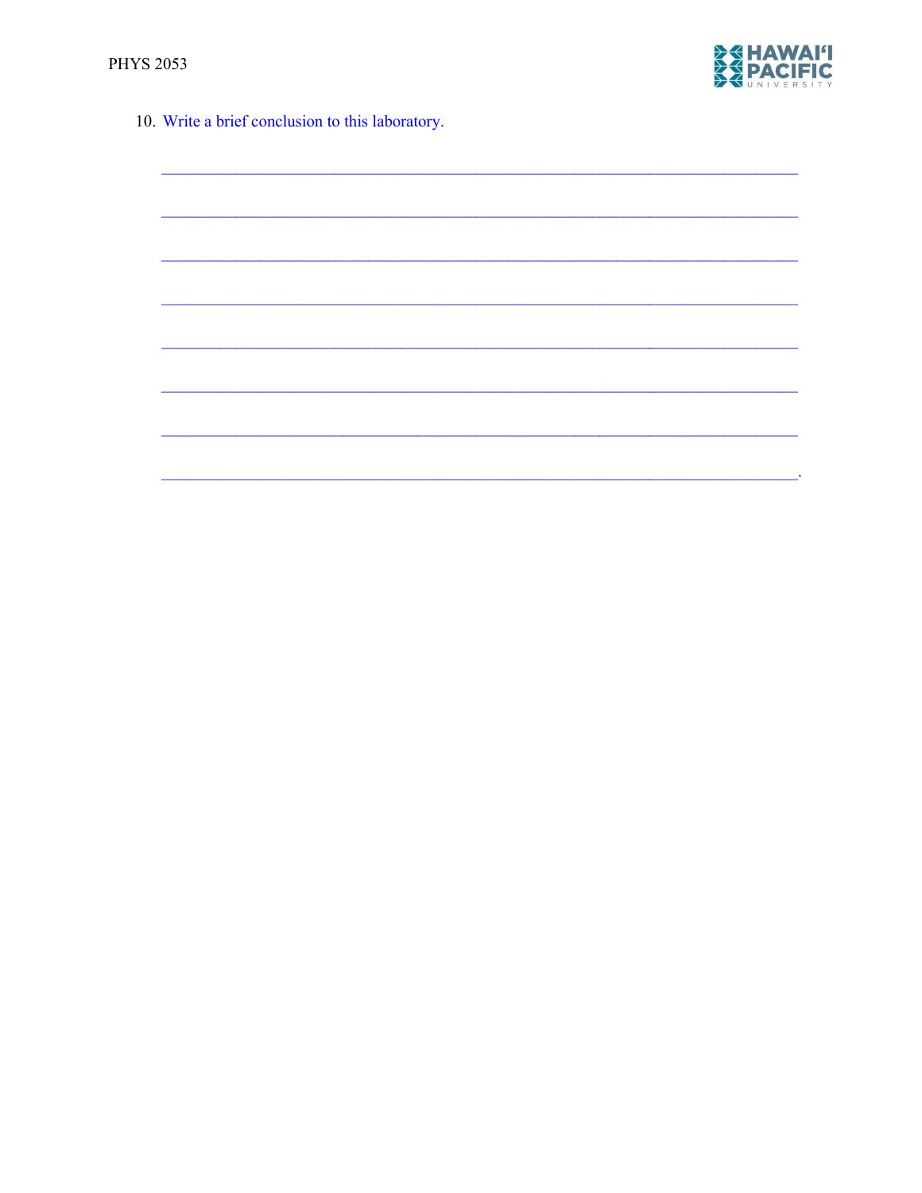10. Write a brief conclusion to this laboratory.

______________________________________________________________________________

______________________________________________________________________________

______________________________________________________________________________

______________________________________________________________________________

______________________________________________________________________________

______________________________________________________________________________

______________________________________________________________________________

______________________________________________________________________________.